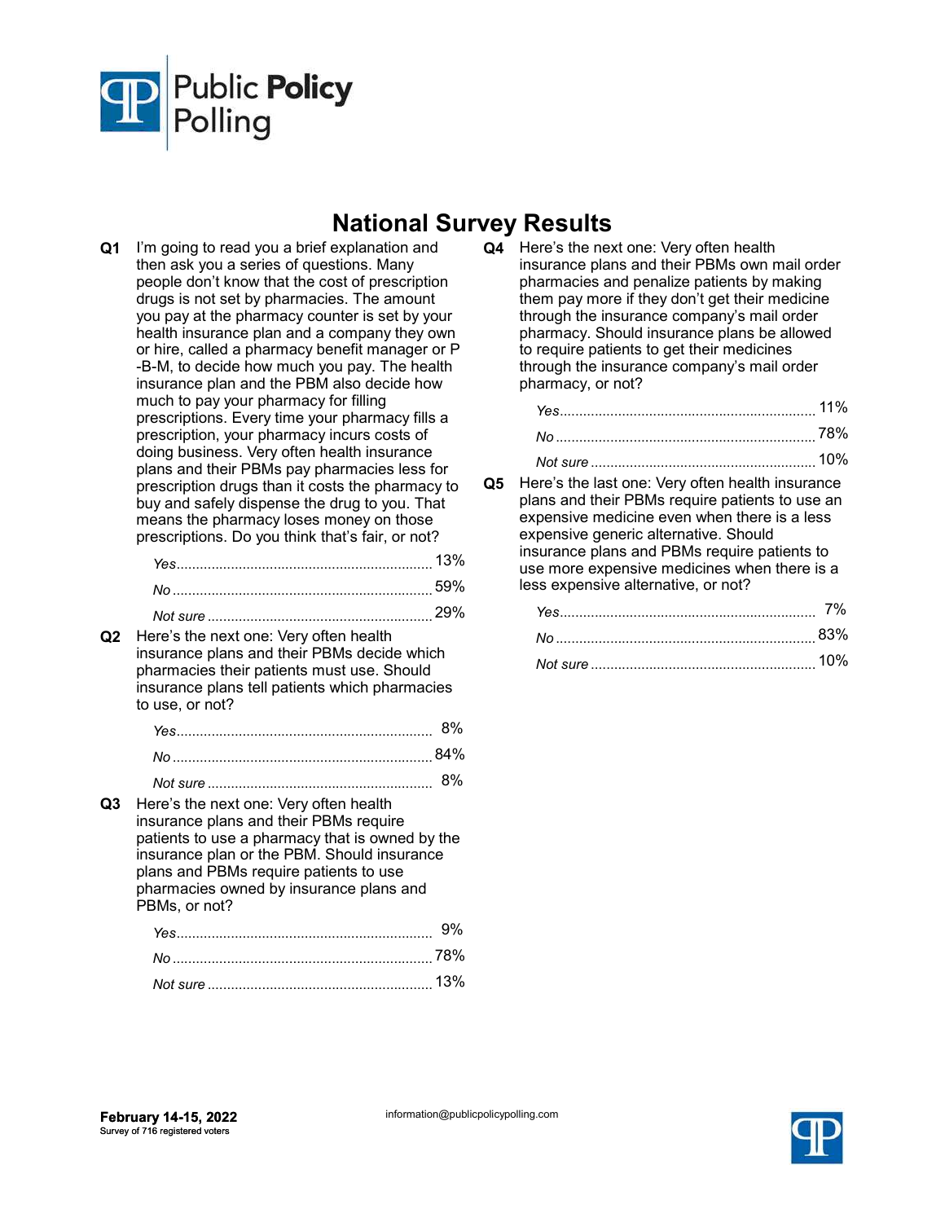Public Policy Polling

# National Survey Results

**Q1** I'm going to read you a brief explanation and then ask you a series of questions. Many people don't know that the cost of prescription drugs is not set by pharmacies. The amount you pay at the pharmacy counter is set by your health insurance plan and a company they own or hire, called a pharmacy benefit manager or P -B-M, to decide how much you pay. The health insurance plan and the PBM also decide how much to pay your pharmacy for filling prescriptions. Every time your pharmacy fills a prescription, your pharmacy incurs costs of doing business. Very often health insurance plans and their PBMs pay pharmacies less for prescription drugs than it costs the pharmacy to buy and safely dispense the drug to you. That means the pharmacy loses money on those prescriptions. Do you think that's fair, or not?

| | |
|---|---|
| *Yes* | 13% |
| *No* | 59% |
| *Not sure* | 29% |

**Q2** Here's the next one: Very often health insurance plans and their PBMs decide which pharmacies their patients must use. Should insurance plans tell patients which pharmacies to use, or not?

| | |
|---|---|
| *Yes* | 8% |
| *No* | 84% |
| *Not sure* | 8% |

**Q3** Here's the next one: Very often health insurance plans and their PBMs require patients to use a pharmacy that is owned by the insurance plan or the PBM. Should insurance plans and PBMs require patients to use pharmacies owned by insurance plans and PBMs, or not?

| | |
|---|---|
| *Yes* | 9% |
| *No* | 78% |
| *Not sure* | 13% |

**Q4** Here's the next one: Very often health insurance plans and their PBMs own mail order pharmacies and penalize patients by making them pay more if they don't get their medicine through the insurance company's mail order pharmacy. Should insurance plans be allowed to require patients to get their medicines through the insurance company's mail order pharmacy, or not?

| | |
|---|---|
| *Yes* | 11% |
| *No* | 78% |
| *Not sure* | 10% |

**Q5** Here's the last one: Very often health insurance plans and their PBMs require patients to use an expensive medicine even when there is a less expensive generic alternative. Should insurance plans and PBMs require patients to use more expensive medicines when there is a less expensive alternative, or not?

| | |
|---|---|
| *Yes* | 7% |
| *No* | 83% |
| *Not sure* | 10% |

**February 14-15, 2022**
Survey of 716 registered voters

information@publicpolicypolling.com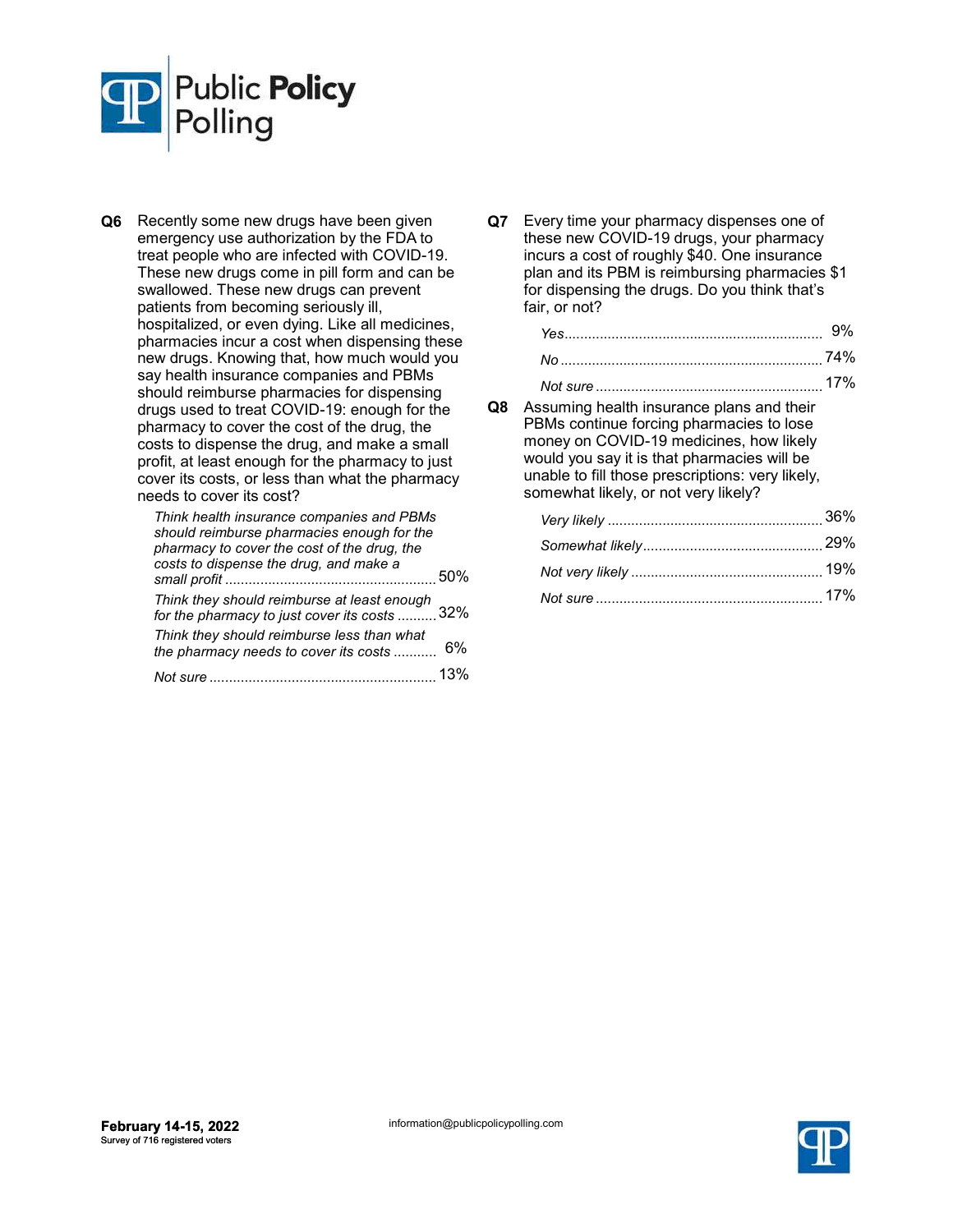**Q6** Recently some new drugs have been given emergency use authorization by the FDA to treat people who are infected with COVID-19. These new drugs come in pill form and can be swallowed. These new drugs can prevent patients from becoming seriously ill, hospitalized, or even dying. Like all medicines, pharmacies incur a cost when dispensing these new drugs. Knowing that, how much would you say health insurance companies and PBMs should reimburse pharmacies for dispensing drugs used to treat COVID-19: enough for the pharmacy to cover the cost of the drug, the costs to dispense the drug, and make a small profit, at least enough for the pharmacy to just cover its costs, or less than what the pharmacy needs to cover its cost?

| | |
|---|---|
| *Think health insurance companies and PBMs should reimburse pharmacies enough for the pharmacy to cover the cost of the drug, the costs to dispense the drug, and make a small profit* | 50% |
| *Think they should reimburse at least enough for the pharmacy to just cover its costs* | 32% |
| *Think they should reimburse less than what the pharmacy needs to cover its costs* | 6% |
| *Not sure* | 13% |

**Q7** Every time your pharmacy dispenses one of these new COVID-19 drugs, your pharmacy incurs a cost of roughly $40. One insurance plan and its PBM is reimbursing pharmacies $1 for dispensing the drugs. Do you think that's fair, or not?

| | |
|---|---|
| *Yes* | 9% |
| *No* | 74% |
| *Not sure* | 17% |

**Q8** Assuming health insurance plans and their PBMs continue forcing pharmacies to lose money on COVID-19 medicines, how likely would you say it is that pharmacies will be unable to fill those prescriptions: very likely, somewhat likely, or not very likely?

| | |
|---|---|
| *Very likely* | 36% |
| *Somewhat likely* | 29% |
| *Not very likely* | 19% |
| *Not sure* | 17% |

**February 14-15, 2022**
Survey of 716 registered voters

information@publicpolicypolling.com